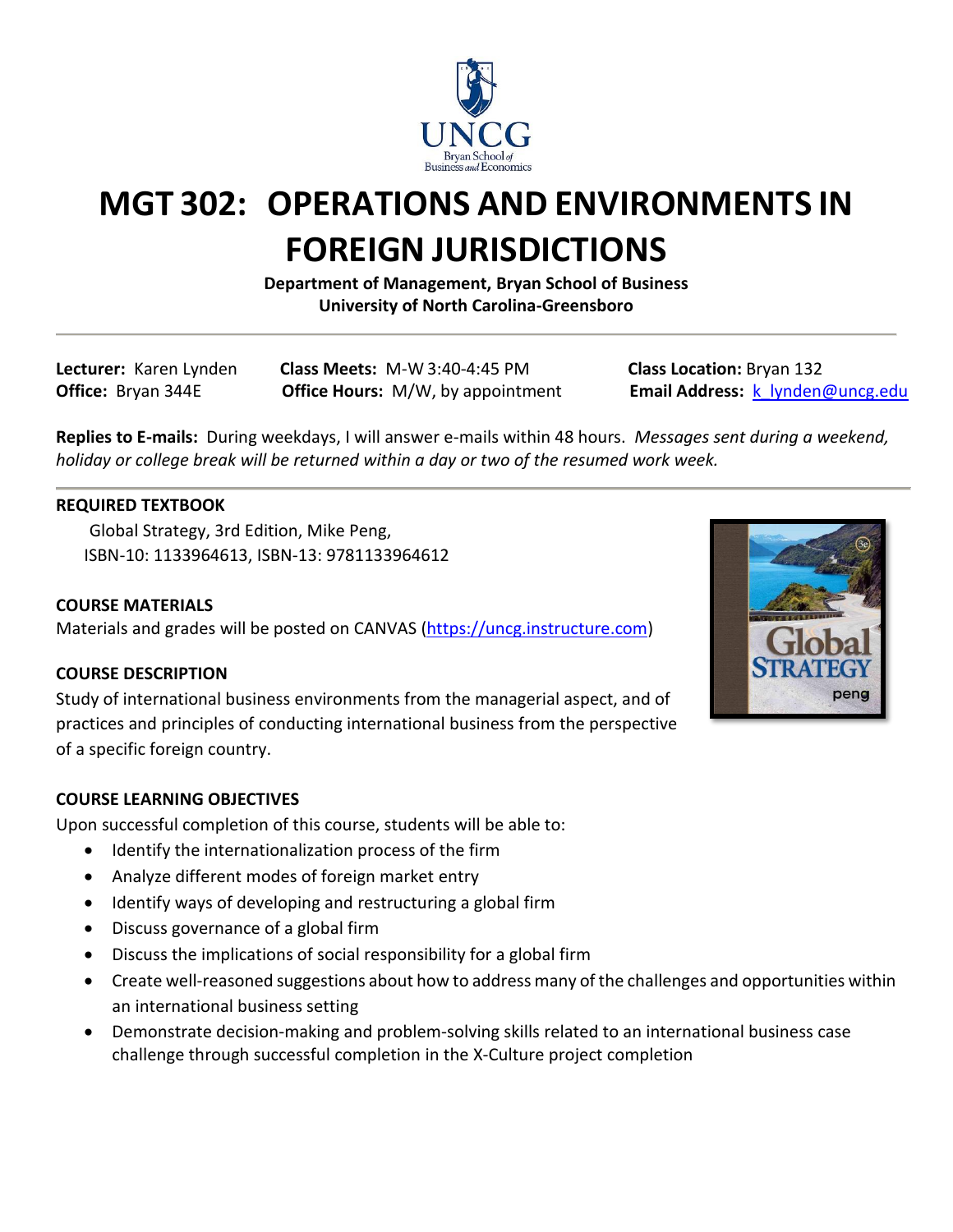# MGT 302: OPERATIONS AND ENVIRONMENTS IN FOREIGN JURISDICTIONS

**Department of Management, Bryan School of Business**
**University of North Carolina-Greensboro**

---

**Lecturer:** Karen Lynden
**Office:** Bryan 344E
**Class Meets:** M-W 3:40-4:45 PM
**Office Hours:** M/W, by appointment
**Class Location:** Bryan 132
**Email Address:** [k_lynden@uncg.edu](mailto:k_lynden@uncg.edu)

**Replies to E-mails:** During weekdays, I will answer e-mails within 48 hours. *Messages sent during a weekend, holiday or college break will be returned within a day or two of the resumed work week.*

---

## REQUIRED TEXTBOOK

Global Strategy, 3rd Edition, Mike Peng,
ISBN-10: 1133964613, ISBN-13: 9781133964612

## COURSE MATERIALS

Materials and grades will be posted on CANVAS ([https://uncg.instructure.com](https://uncg.instructure.com))

## COURSE DESCRIPTION

Study of international business environments from the managerial aspect, and of practices and principles of conducting international business from the perspective of a specific foreign country.

## COURSE LEARNING OBJECTIVES

Upon successful completion of this course, students will be able to:

- Identify the internationalization process of the firm
- Analyze different modes of foreign market entry
- Identify ways of developing and restructuring a global firm
- Discuss governance of a global firm
- Discuss the implications of social responsibility for a global firm
- Create well-reasoned suggestions about how to address many of the challenges and opportunities within an international business setting
- Demonstrate decision-making and problem-solving skills related to an international business case challenge through successful completion in the X-Culture project completion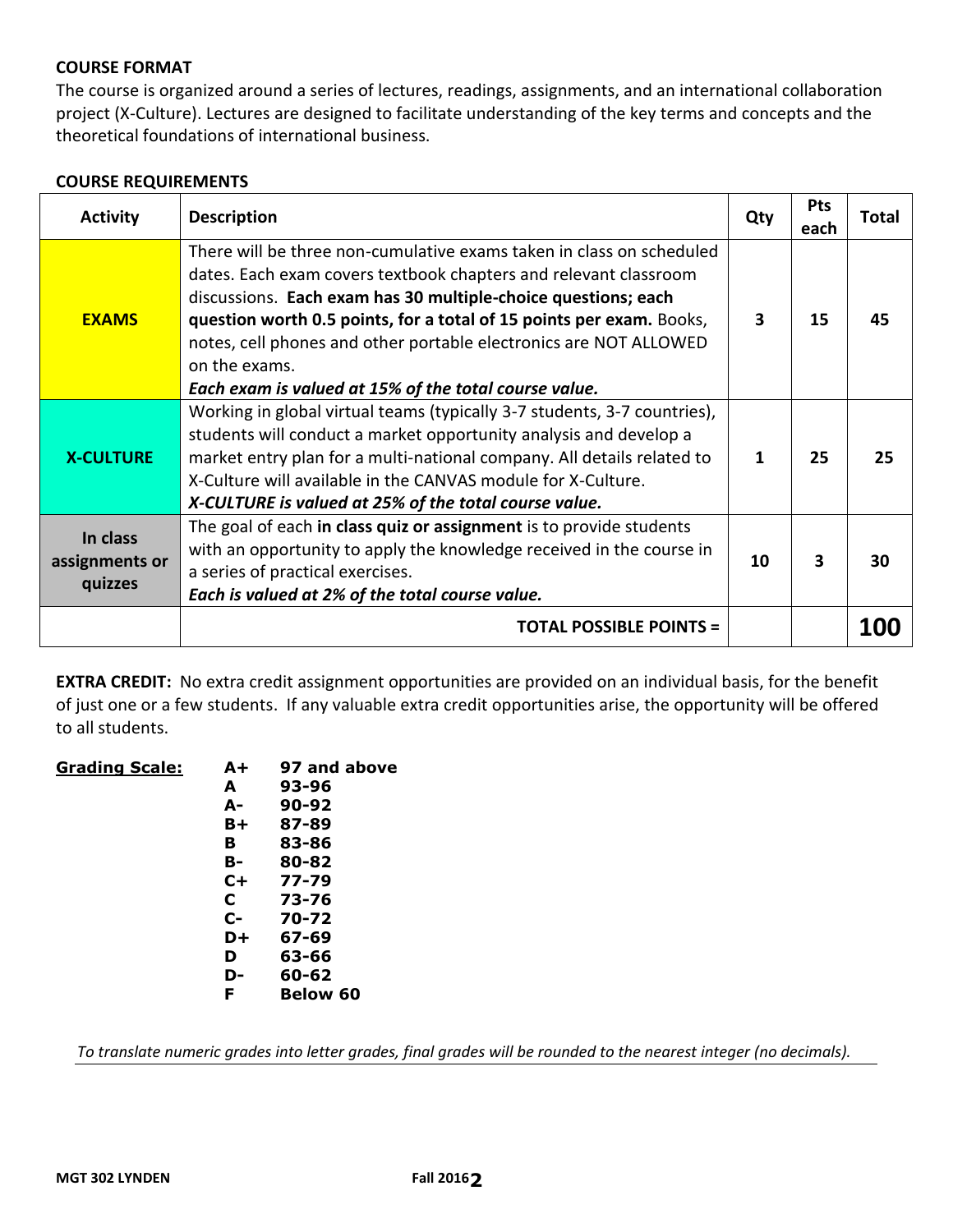## COURSE FORMAT

The course is organized around a series of lectures, readings, assignments, and an international collaboration project (X-Culture). Lectures are designed to facilitate understanding of the key terms and concepts and the theoretical foundations of international business.

## COURSE REQUIREMENTS

| Activity | Description | Qty | Pts each | Total |
|---|---|---|---|---|
| **EXAMS** | There will be three non-cumulative exams taken in class on scheduled dates. Each exam covers textbook chapters and relevant classroom discussions. **Each exam has 30 multiple-choice questions; each question worth 0.5 points, for a total of 15 points per exam.** Books, notes, cell phones and other portable electronics are NOT ALLOWED on the exams. ***Each exam is valued at 15% of the total course value.*** | **3** | **15** | **45** |
| **X-CULTURE** | Working in global virtual teams (typically 3-7 students, 3-7 countries), students will conduct a market opportunity analysis and develop a market entry plan for a multi-national company. All details related to X-Culture will available in the CANVAS module for X-Culture. ***X-CULTURE is valued at 25% of the total course value.*** | **1** | **25** | **25** |
| **In class assignments or quizzes** | The goal of each **in class quiz or assignment** is to provide students with an opportunity to apply the knowledge received in the course in a series of practical exercises. ***Each is valued at 2% of the total course value.*** | **10** | **3** | **30** |
| | **TOTAL POSSIBLE POINTS =** | | | **100** |

**EXTRA CREDIT:** No extra credit assignment opportunities are provided on an individual basis, for the benefit of just one or a few students. If any valuable extra credit opportunities arise, the opportunity will be offered to all students.

**Grading Scale:**

| Grade | Range |
|---|---|
| **A+** | **97 and above** |
| **A** | **93-96** |
| **A-** | **90-92** |
| **B+** | **87-89** |
| **B** | **83-86** |
| **B-** | **80-82** |
| **C+** | **77-79** |
| **C** | **73-76** |
| **C-** | **70-72** |
| **D+** | **67-69** |
| **D** | **63-66** |
| **D-** | **60-62** |
| **F** | **Below 60** |

*To translate numeric grades into letter grades, final grades will be rounded to the nearest integer (no decimals).*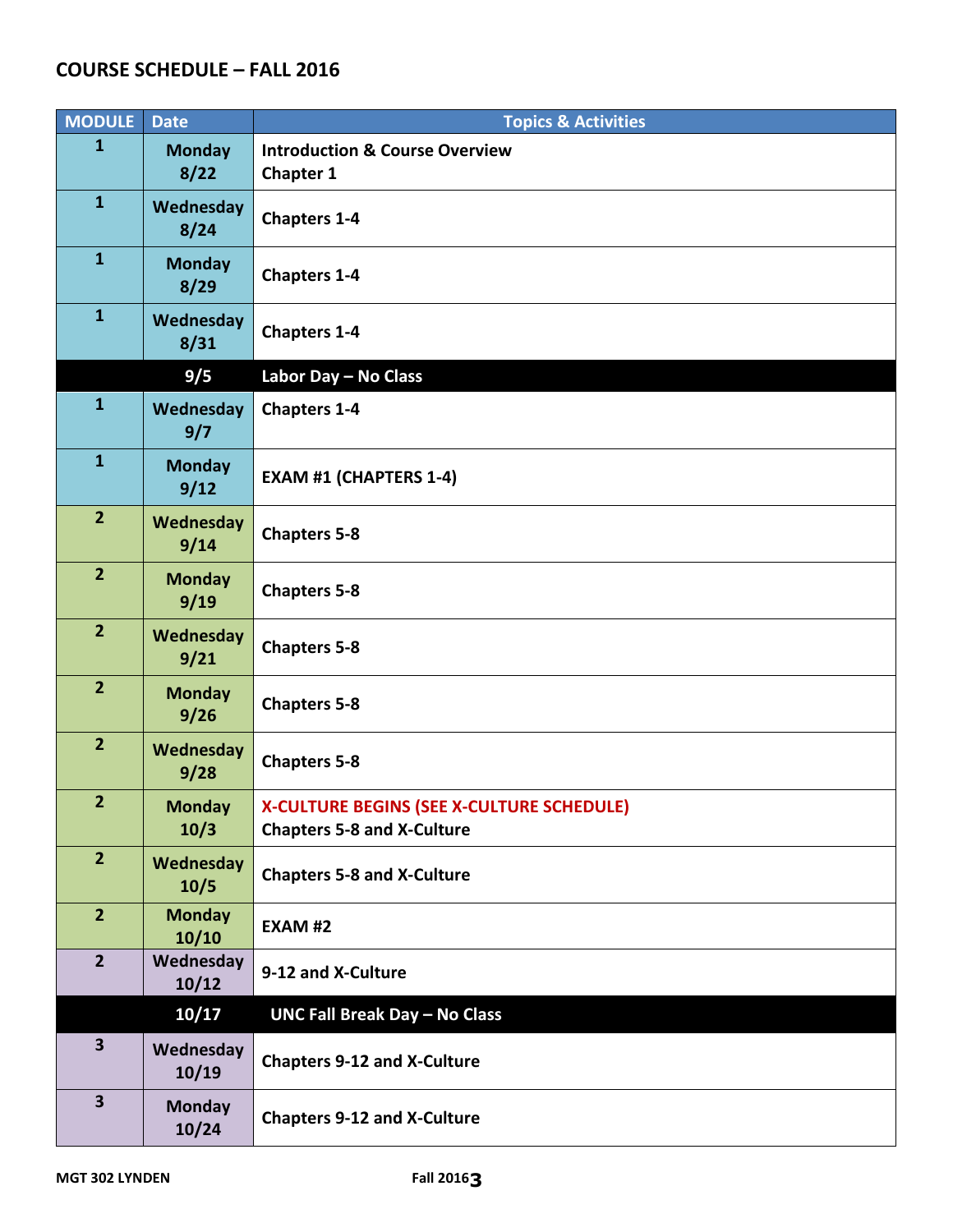## COURSE SCHEDULE – FALL 2016

| MODULE | Date | Topics & Activities |
|---|---|---|
| 1 | Monday 8/22 | Introduction & Course Overview<br>Chapter 1 |
| 1 | Wednesday 8/24 | Chapters 1-4 |
| 1 | Monday 8/29 | Chapters 1-4 |
| 1 | Wednesday 8/31 | Chapters 1-4 |
| | 9/5 | Labor Day – No Class |
| 1 | Wednesday 9/7 | Chapters 1-4 |
| 1 | Monday 9/12 | EXAM #1 (CHAPTERS 1-4) |
| 2 | Wednesday 9/14 | Chapters 5-8 |
| 2 | Monday 9/19 | Chapters 5-8 |
| 2 | Wednesday 9/21 | Chapters 5-8 |
| 2 | Monday 9/26 | Chapters 5-8 |
| 2 | Wednesday 9/28 | Chapters 5-8 |
| 2 | Monday 10/3 | X-CULTURE BEGINS (SEE X-CULTURE SCHEDULE)<br>Chapters 5-8 and X-Culture |
| 2 | Wednesday 10/5 | Chapters 5-8 and X-Culture |
| 2 | Monday 10/10 | EXAM #2 |
| 2 | Wednesday 10/12 | 9-12 and X-Culture |
| | 10/17 | UNC Fall Break Day – No Class |
| 3 | Wednesday 10/19 | Chapters 9-12 and X-Culture |
| 3 | Monday 10/24 | Chapters 9-12 and X-Culture |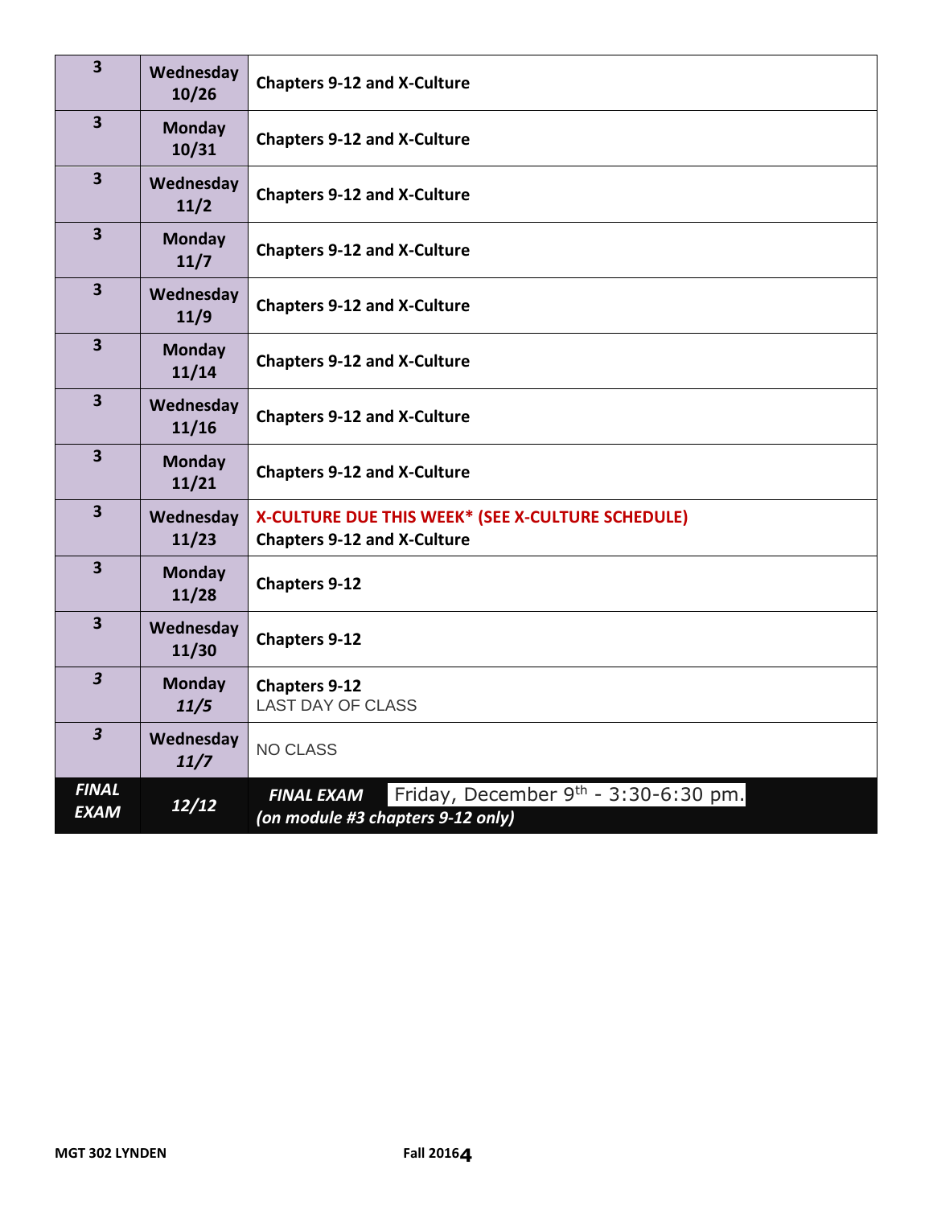| 3 | Wednesday 10/26 | **Chapters 9-12 and X-Culture** |
|---|---|---|
| 3 | Monday 10/31 | **Chapters 9-12 and X-Culture** |
| 3 | Wednesday 11/2 | **Chapters 9-12 and X-Culture** |
| 3 | Monday 11/7 | **Chapters 9-12 and X-Culture** |
| 3 | Wednesday 11/9 | **Chapters 9-12 and X-Culture** |
| 3 | Monday 11/14 | **Chapters 9-12 and X-Culture** |
| 3 | Wednesday 11/16 | **Chapters 9-12 and X-Culture** |
| 3 | Monday 11/21 | **Chapters 9-12 and X-Culture** |
| 3 | Wednesday 11/23 | **X-CULTURE DUE THIS WEEK* (SEE X-CULTURE SCHEDULE)** **Chapters 9-12 and X-Culture** |
| 3 | Monday 11/28 | **Chapters 9-12** |
| 3 | Wednesday 11/30 | **Chapters 9-12** |
| *3* | Monday *11/5* | **Chapters 9-12** LAST DAY OF CLASS |
| *3* | Wednesday *11/7* | NO CLASS |
| ***FINAL EXAM*** | ***12/12*** | ***FINAL EXAM*** Friday, December 9th - 3:30-6:30 pm. ***(on module #3 chapters 9-12 only)*** |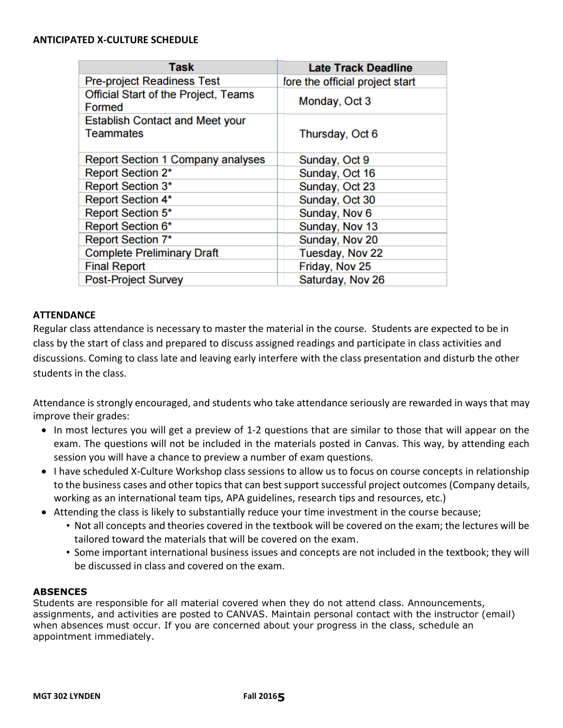**ANTICIPATED X-CULTURE SCHEDULE**

| Task | Late Track Deadline |
|---|---|
| Pre-project Readiness Test | fore the official project start |
| Official Start of the Project, Teams Formed | Monday, Oct 3 |
| Establish Contact and Meet your Teammates | Thursday, Oct 6 |
| Report Section 1 Company analyses | Sunday, Oct 9 |
| Report Section 2* | Sunday, Oct 16 |
| Report Section 3* | Sunday, Oct 23 |
| Report Section 4* | Sunday, Oct 30 |
| Report Section 5* | Sunday, Nov 6 |
| Report Section 6* | Sunday, Nov 13 |
| Report Section 7* | Sunday, Nov 20 |
| Complete Preliminary Draft | Tuesday, Nov 22 |
| Final Report | Friday, Nov 25 |
| Post-Project Survey | Saturday, Nov 26 |

**ATTENDANCE**

Regular class attendance is necessary to master the material in the course. Students are expected to be in class by the start of class and prepared to discuss assigned readings and participate in class activities and discussions. Coming to class late and leaving early interfere with the class presentation and disturb the other students in the class.

Attendance is strongly encouraged, and students who take attendance seriously are rewarded in ways that may improve their grades:

- In most lectures you will get a preview of 1-2 questions that are similar to those that will appear on the exam. The questions will not be included in the materials posted in Canvas. This way, by attending each session you will have a chance to preview a number of exam questions.
- I have scheduled X-Culture Workshop class sessions to allow us to focus on course concepts in relationship to the business cases and other topics that can best support successful project outcomes (Company details, working as an international team tips, APA guidelines, research tips and resources, etc.)
- Attending the class is likely to substantially reduce your time investment in the course because;
  - Not all concepts and theories covered in the textbook will be covered on the exam; the lectures will be tailored toward the materials that will be covered on the exam.
  - Some important international business issues and concepts are not included in the textbook; they will be discussed in class and covered on the exam.

**ABSENCES**

Students are responsible for all material covered when they do not attend class. Announcements, assignments, and activities are posted to CANVAS. Maintain personal contact with the instructor (email) when absences must occur. If you are concerned about your progress in the class, schedule an appointment immediately.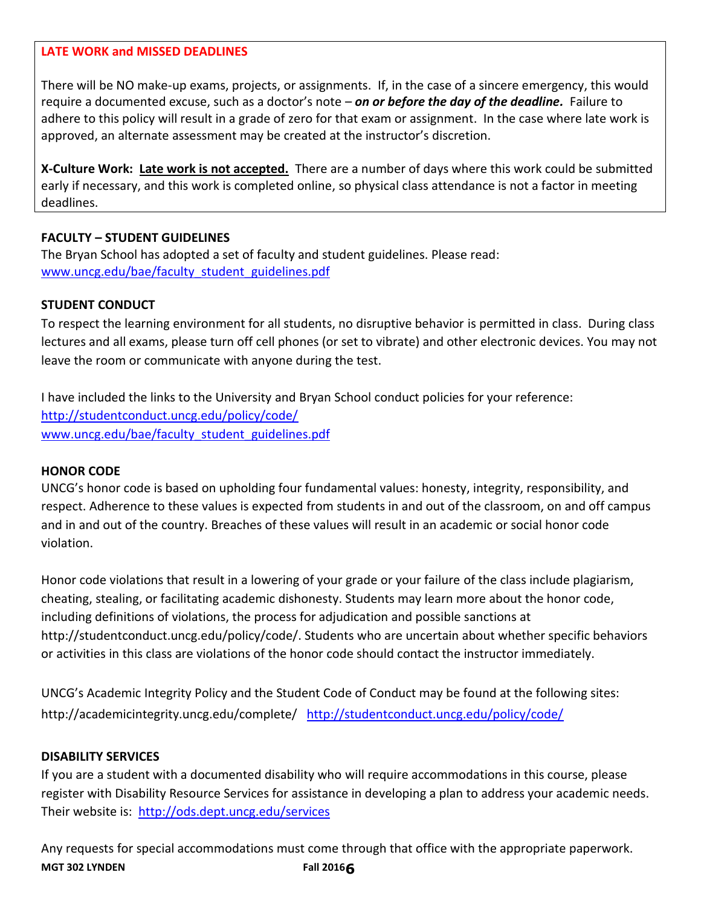## LATE WORK and MISSED DEADLINES

There will be NO make-up exams, projects, or assignments. If, in the case of a sincere emergency, this would require a documented excuse, such as a doctor's note – ***on or before the day of the deadline.*** Failure to adhere to this policy will result in a grade of zero for that exam or assignment. In the case where late work is approved, an alternate assessment may be created at the instructor's discretion.

**X-Culture Work:** **Late work is not accepted.** There are a number of days where this work could be submitted early if necessary, and this work is completed online, so physical class attendance is not a factor in meeting deadlines.

### FACULTY – STUDENT GUIDELINES

The Bryan School has adopted a set of faculty and student guidelines. Please read: www.uncg.edu/bae/faculty_student_guidelines.pdf

### STUDENT CONDUCT

To respect the learning environment for all students, no disruptive behavior is permitted in class. During class lectures and all exams, please turn off cell phones (or set to vibrate) and other electronic devices. You may not leave the room or communicate with anyone during the test.

I have included the links to the University and Bryan School conduct policies for your reference:
http://studentconduct.uncg.edu/policy/code/
www.uncg.edu/bae/faculty_student_guidelines.pdf

### HONOR CODE

UNCG's honor code is based on upholding four fundamental values: honesty, integrity, responsibility, and respect. Adherence to these values is expected from students in and out of the classroom, on and off campus and in and out of the country. Breaches of these values will result in an academic or social honor code violation.

Honor code violations that result in a lowering of your grade or your failure of the class include plagiarism, cheating, stealing, or facilitating academic dishonesty. Students may learn more about the honor code, including definitions of violations, the process for adjudication and possible sanctions at http://studentconduct.uncg.edu/policy/code/. Students who are uncertain about whether specific behaviors or activities in this class are violations of the honor code should contact the instructor immediately.

UNCG's Academic Integrity Policy and the Student Code of Conduct may be found at the following sites: http://academicintegrity.uncg.edu/complete/ http://studentconduct.uncg.edu/policy/code/

### DISABILITY SERVICES

If you are a student with a documented disability who will require accommodations in this course, please register with Disability Resource Services for assistance in developing a plan to address your academic needs. Their website is: http://ods.dept.uncg.edu/services

Any requests for special accommodations must come through that office with the appropriate paperwork.